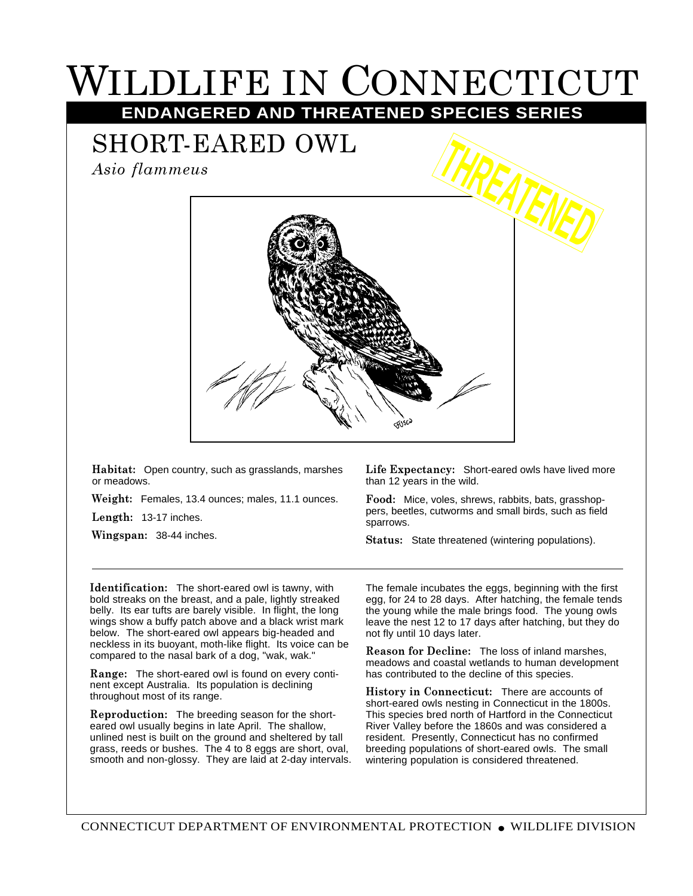# WILDLIFE IN CONNECTICUT

## ENDANGERED AND THREATENED SPECIES SERIES

## SHORT-EARED OWL

*Asio flammeus*

THREATENED

**Habitat:** Open country, such as grasslands, marshes or meadows.

**Weight:** Females, 13.4 ounces; males, 11.1 ounces.

**Length:** 13-17 inches.

**Wingspan:** 38-44 inches.

**Life Expectancy:** Short-eared owls have lived more than 12 years in the wild.

**Food:** Mice, voles, shrews, rabbits, bats, grasshoppers, beetles, cutworms and small birds, such as field sparrows.

**Status:** State threatened (wintering populations).

---

**Identification:** The short-eared owl is tawny, with bold streaks on the breast, and a pale, lightly streaked belly. Its ear tufts are barely visible. In flight, the long wings show a buffy patch above and a black wrist mark below. The short-eared owl appears big-headed and neckless in its buoyant, moth-like flight. Its voice can be compared to the nasal bark of a dog, "wak, wak."

**Range:** The short-eared owl is found on every continent except Australia. Its population is declining throughout most of its range.

**Reproduction:** The breeding season for the short-eared owl usually begins in late April. The shallow, unlined nest is built on the ground and sheltered by tall grass, reeds or bushes. The 4 to 8 eggs are short, oval, smooth and non-glossy. They are laid at 2-day intervals. The female incubates the eggs, beginning with the first egg, for 24 to 28 days. After hatching, the female tends the young while the male brings food. The young owls leave the nest 12 to 17 days after hatching, but they do not fly until 10 days later.

**Reason for Decline:** The loss of inland marshes, meadows and coastal wetlands to human development has contributed to the decline of this species.

**History in Connecticut:** There are accounts of short-eared owls nesting in Connecticut in the 1800s. This species bred north of Hartford in the Connecticut River Valley before the 1860s and was considered a resident. Presently, Connecticut has no confirmed breeding populations of short-eared owls. The small wintering population is considered threatened.

CONNECTICUT DEPARTMENT OF ENVIRONMENTAL PROTECTION • WILDLIFE DIVISION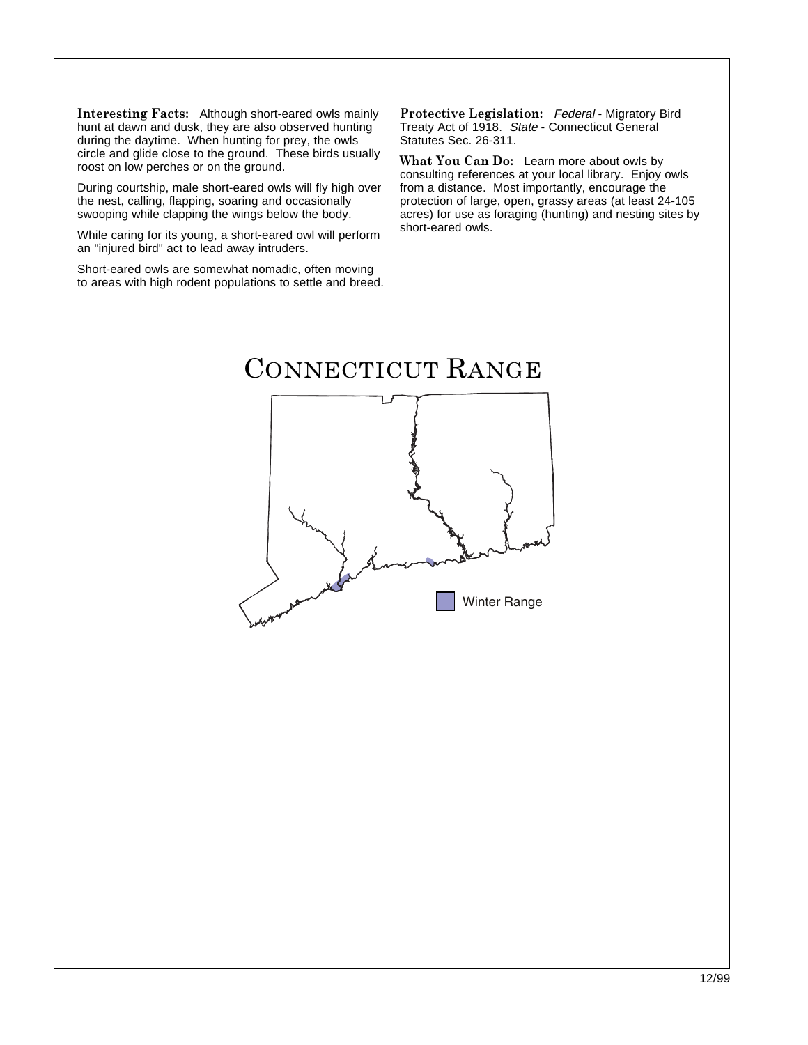**Interesting Facts:** Although short-eared owls mainly hunt at dawn and dusk, they are also observed hunting during the daytime. When hunting for prey, the owls circle and glide close to the ground. These birds usually roost on low perches or on the ground.

During courtship, male short-eared owls will fly high over the nest, calling, flapping, soaring and occasionally swooping while clapping the wings below the body.

While caring for its young, a short-eared owl will perform an "injured bird" act to lead away intruders.

Short-eared owls are somewhat nomadic, often moving to areas with high rodent populations to settle and breed.

**Protective Legislation:** *Federal* - Migratory Bird Treaty Act of 1918. *State* - Connecticut General Statutes Sec. 26-311.

**What You Can Do:** Learn more about owls by consulting references at your local library. Enjoy owls from a distance. Most importantly, encourage the protection of large, open, grassy areas (at least 24-105 acres) for use as foraging (hunting) and nesting sites by short-eared owls.

## Connecticut Range

Winter Range

12/99